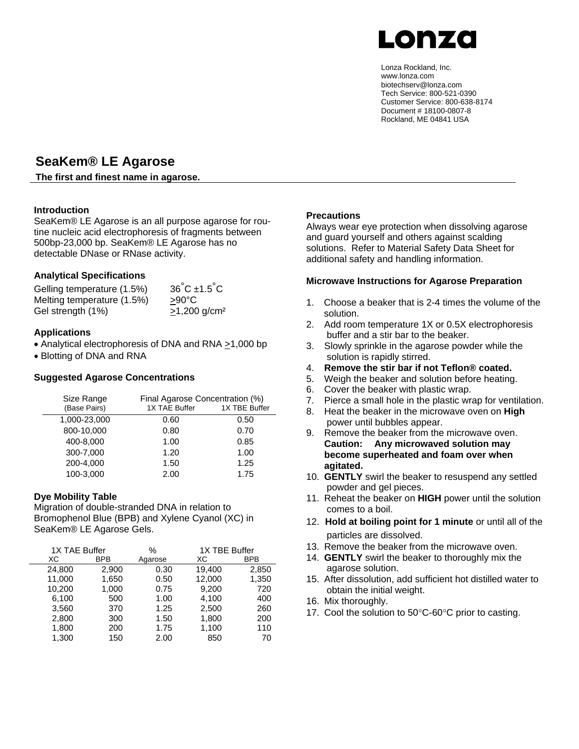Lonza

Lonza Rockland, Inc.
www.lonza.com
biotechserv@lonza.com
Tech Service: 800-521-0390
Customer Service: 800-638-8174
Document # 18100-0807-8
Rockland, ME 04841 USA

# SeaKem® LE Agarose

**The first and finest name in agarose.**

### Introduction

SeaKem® LE Agarose is an all purpose agarose for routine nucleic acid electrophoresis of fragments between 500bp-23,000 bp. SeaKem® LE Agarose has no detectable DNase or RNase activity.

### Analytical Specifications

| | |
|---|---|
| Gelling temperature (1.5%) | 36°C ±1.5°C |
| Melting temperature (1.5%) | ≥90°C |
| Gel strength (1%) | ≥1,200 g/cm² |

### Applications

- Analytical electrophoresis of DNA and RNA ≥1,000 bp
- Blotting of DNA and RNA

### Suggested Agarose Concentrations

| Size Range (Base Pairs) | Final Agarose Concentration (%) 1X TAE Buffer | 1X TBE Buffer |
|---|---|---|
| 1,000-23,000 | 0.60 | 0.50 |
| 800-10,000 | 0.80 | 0.70 |
| 400-8,000 | 1.00 | 0.85 |
| 300-7,000 | 1.20 | 1.00 |
| 200-4,000 | 1.50 | 1.25 |
| 100-3,000 | 2.00 | 1.75 |

### Dye Mobility Table

Migration of double-stranded DNA in relation to Bromophenol Blue (BPB) and Xylene Cyanol (XC) in SeaKem® LE Agarose Gels.

| 1X TAE Buffer | | % | 1X TBE Buffer | |
|---|---|---|---|---|
| XC | BPB | Agarose | XC | BPB |
| 24,800 | 2,900 | 0.30 | 19,400 | 2,850 |
| 11,000 | 1,650 | 0.50 | 12,000 | 1,350 |
| 10,200 | 1,000 | 0.75 | 9,200 | 720 |
| 6,100 | 500 | 1.00 | 4,100 | 400 |
| 3,560 | 370 | 1.25 | 2,500 | 260 |
| 2,800 | 300 | 1.50 | 1,800 | 200 |
| 1,800 | 200 | 1.75 | 1,100 | 110 |
| 1,300 | 150 | 2.00 | 850 | 70 |

### Precautions

Always wear eye protection when dissolving agarose and guard yourself and others against scalding solutions. Refer to Material Safety Data Sheet for additional safety and handling information.

### Microwave Instructions for Agarose Preparation

1. Choose a beaker that is 2-4 times the volume of the solution.
2. Add room temperature 1X or 0.5X electrophoresis buffer and a stir bar to the beaker.
3. Slowly sprinkle in the agarose powder while the solution is rapidly stirred.
4. **Remove the stir bar if not Teflon® coated.**
5. Weigh the beaker and solution before heating.
6. Cover the beaker with plastic wrap.
7. Pierce a small hole in the plastic wrap for ventilation.
8. Heat the beaker in the microwave oven on **High** power until bubbles appear.
9. Remove the beaker from the microwave oven. **Caution: Any microwaved solution may become superheated and foam over when agitated.**
10. **GENTLY** swirl the beaker to resuspend any settled powder and gel pieces.
11. Reheat the beaker on **HIGH** power until the solution comes to a boil.
12. **Hold at boiling point for 1 minute** or until all of the particles are dissolved.
13. Remove the beaker from the microwave oven.
14. **GENTLY** swirl the beaker to thoroughly mix the agarose solution.
15. After dissolution, add sufficient hot distilled water to obtain the initial weight.
16. Mix thoroughly.
17. Cool the solution to 50°C-60°C prior to casting.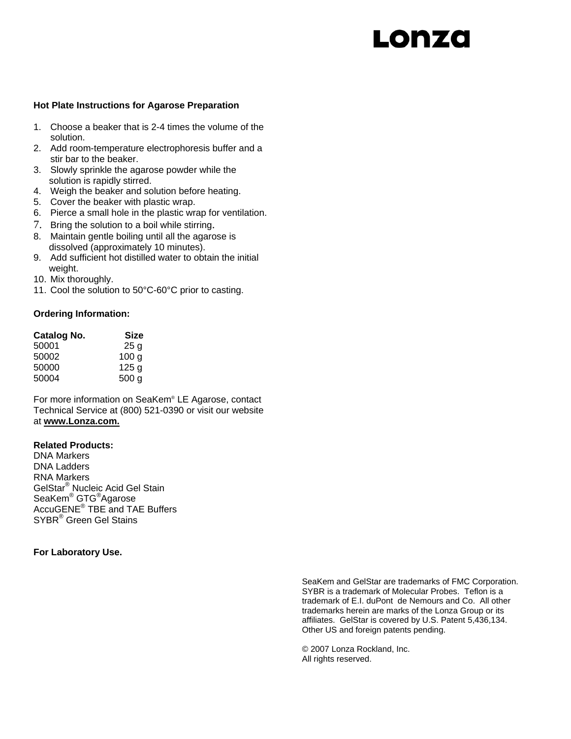Lonza

### Hot Plate Instructions for Agarose Preparation

1. Choose a beaker that is 2-4 times the volume of the solution.
2. Add room-temperature electrophoresis buffer and a stir bar to the beaker.
3. Slowly sprinkle the agarose powder while the solution is rapidly stirred.
4. Weigh the beaker and solution before heating.
5. Cover the beaker with plastic wrap.
6. Pierce a small hole in the plastic wrap for ventilation.
7. Bring the solution to a boil while stirring.
8. Maintain gentle boiling until all the agarose is dissolved (approximately 10 minutes).
9. Add sufficient hot distilled water to obtain the initial weight.
10. Mix thoroughly.
11. Cool the solution to 50°C-60°C prior to casting.

### Ordering Information:

| Catalog No. | Size |
|---|---|
| 50001 | 25 g |
| 50002 | 100 g |
| 50000 | 125 g |
| 50004 | 500 g |

For more information on SeaKem® LE Agarose, contact Technical Service at (800) 521-0390 or visit our website at **www.Lonza.com.**

### Related Products:

DNA Markers
DNA Ladders
RNA Markers
GelStar® Nucleic Acid Gel Stain
SeaKem® GTG®Agarose
AccuGENE® TBE and TAE Buffers
SYBR® Green Gel Stains

**For Laboratory Use.**

SeaKem and GelStar are trademarks of FMC Corporation. SYBR is a trademark of Molecular Probes. Teflon is a trademark of E.I. duPont de Nemours and Co. All other trademarks herein are marks of the Lonza Group or its affiliates. GelStar is covered by U.S. Patent 5,436,134. Other US and foreign patents pending.

© 2007 Lonza Rockland, Inc.
All rights reserved.